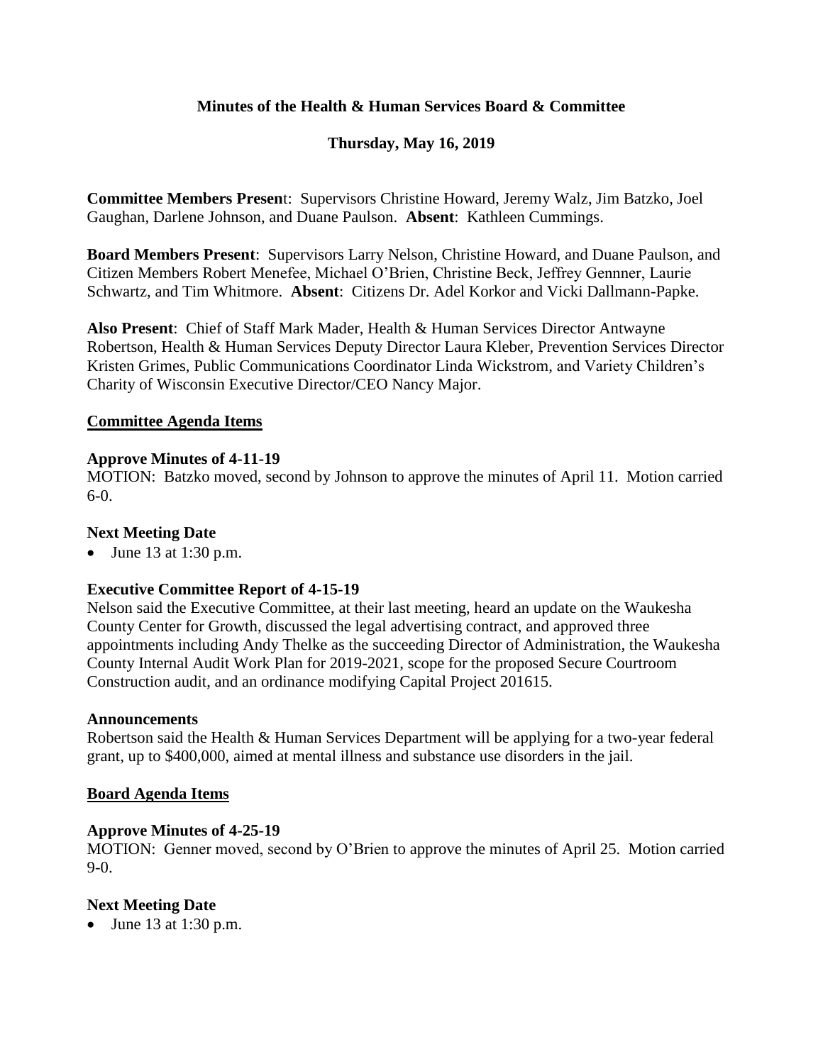**Minutes of the Health & Human Services Board & Committee**

**Thursday, May 16, 2019**

**Committee Members Present**: Supervisors Christine Howard, Jeremy Walz, Jim Batzko, Joel Gaughan, Darlene Johnson, and Duane Paulson. **Absent**: Kathleen Cummings.

**Board Members Present**: Supervisors Larry Nelson, Christine Howard, and Duane Paulson, and Citizen Members Robert Menefee, Michael O'Brien, Christine Beck, Jeffrey Gennner, Laurie Schwartz, and Tim Whitmore. **Absent**: Citizens Dr. Adel Korkor and Vicki Dallmann-Papke.

**Also Present**: Chief of Staff Mark Mader, Health & Human Services Director Antwayne Robertson, Health & Human Services Deputy Director Laura Kleber, Prevention Services Director Kristen Grimes, Public Communications Coordinator Linda Wickstrom, and Variety Children's Charity of Wisconsin Executive Director/CEO Nancy Major.

**Committee Agenda Items**

**Approve Minutes of 4-11-19**

MOTION: Batzko moved, second by Johnson to approve the minutes of April 11. Motion carried 6-0.

**Next Meeting Date**

- June 13 at 1:30 p.m.

**Executive Committee Report of 4-15-19**

Nelson said the Executive Committee, at their last meeting, heard an update on the Waukesha County Center for Growth, discussed the legal advertising contract, and approved three appointments including Andy Thelke as the succeeding Director of Administration, the Waukesha County Internal Audit Work Plan for 2019-2021, scope for the proposed Secure Courtroom Construction audit, and an ordinance modifying Capital Project 201615.

**Announcements**

Robertson said the Health & Human Services Department will be applying for a two-year federal grant, up to $400,000, aimed at mental illness and substance use disorders in the jail.

**Board Agenda Items**

**Approve Minutes of 4-25-19**

MOTION: Genner moved, second by O'Brien to approve the minutes of April 25. Motion carried 9-0.

**Next Meeting Date**

- June 13 at 1:30 p.m.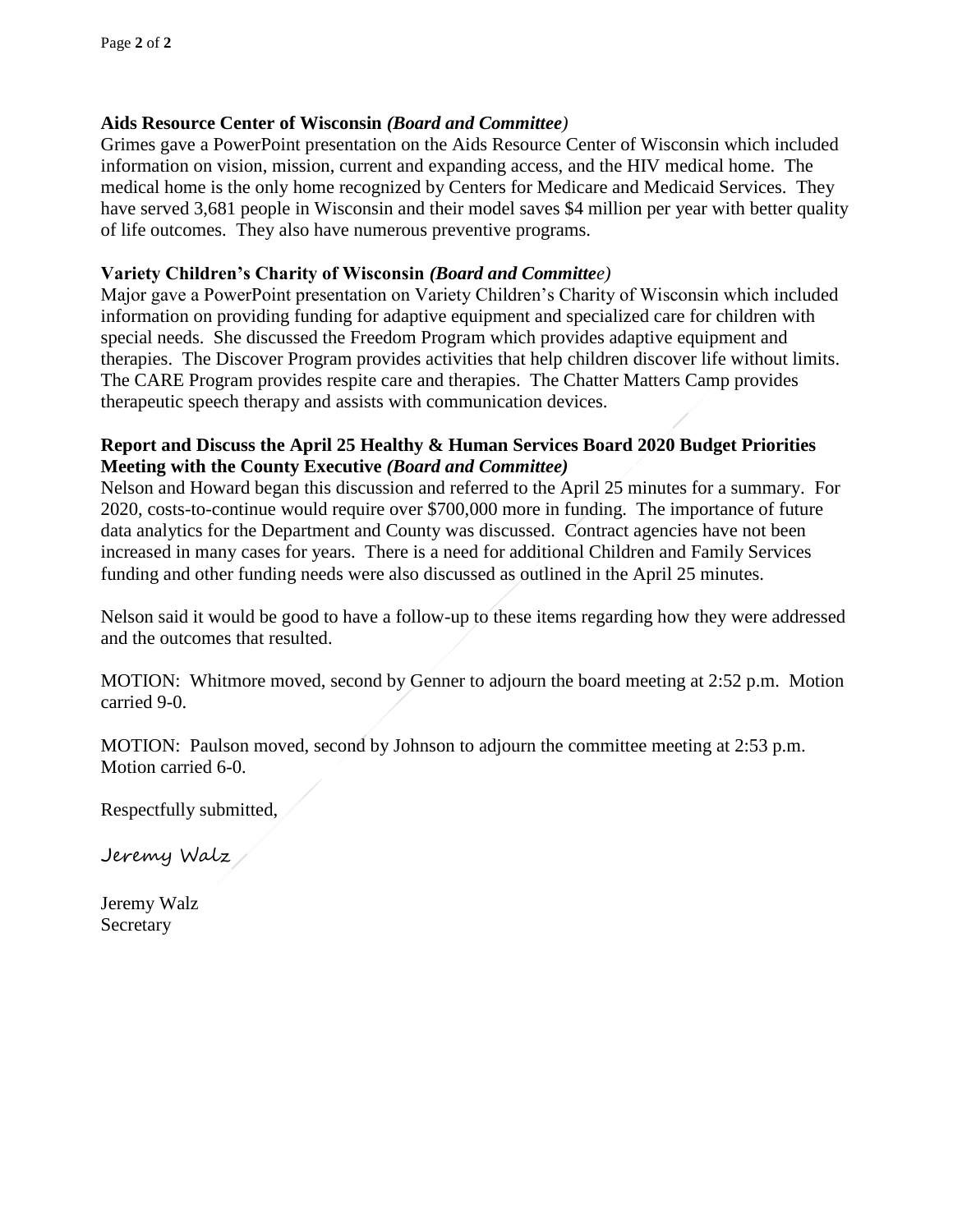**Aids Resource Center of Wisconsin** ***(Board and Committee)***

Grimes gave a PowerPoint presentation on the Aids Resource Center of Wisconsin which included information on vision, mission, current and expanding access, and the HIV medical home. The medical home is the only home recognized by Centers for Medicare and Medicaid Services. They have served 3,681 people in Wisconsin and their model saves $4 million per year with better quality of life outcomes. They also have numerous preventive programs.

**Variety Children's Charity of Wisconsin** ***(Board and Committee)***

Major gave a PowerPoint presentation on Variety Children's Charity of Wisconsin which included information on providing funding for adaptive equipment and specialized care for children with special needs. She discussed the Freedom Program which provides adaptive equipment and therapies. The Discover Program provides activities that help children discover life without limits. The CARE Program provides respite care and therapies. The Chatter Matters Camp provides therapeutic speech therapy and assists with communication devices.

**Report and Discuss the April 25 Healthy & Human Services Board 2020 Budget Priorities Meeting with the County Executive** ***(Board and Committee)***

Nelson and Howard began this discussion and referred to the April 25 minutes for a summary. For 2020, costs-to-continue would require over $700,000 more in funding. The importance of future data analytics for the Department and County was discussed. Contract agencies have not been increased in many cases for years. There is a need for additional Children and Family Services funding and other funding needs were also discussed as outlined in the April 25 minutes.

Nelson said it would be good to have a follow-up to these items regarding how they were addressed and the outcomes that resulted.

MOTION: Whitmore moved, second by Genner to adjourn the board meeting at 2:52 p.m. Motion carried 9-0.

MOTION: Paulson moved, second by Johnson to adjourn the committee meeting at 2:53 p.m. Motion carried 6-0.

Respectfully submitted,

Jeremy Walz

Jeremy Walz
Secretary